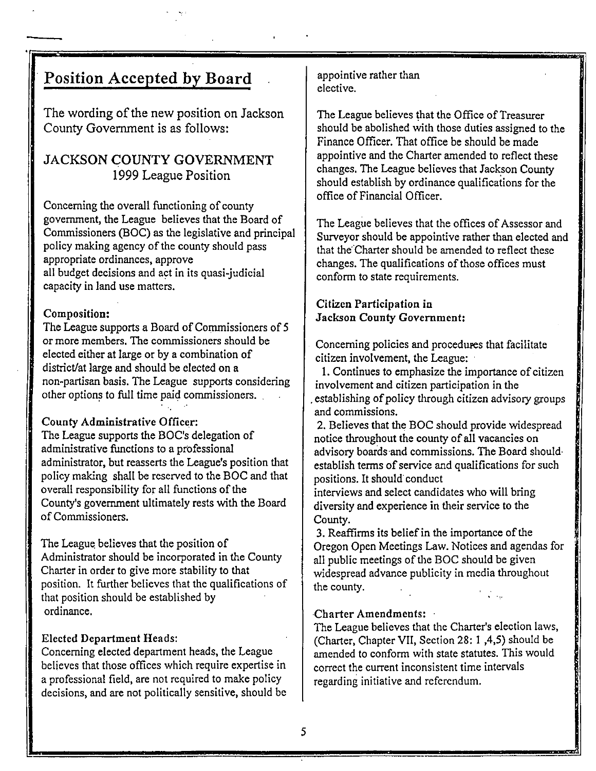## Position Accepted by Board

The wording of the new position on Jackson County Government is as follows:

### JACKSON COUNTY GOVERNMENT
### 1999 League Position

Concerning the overall functioning of county government, the League believes that the Board of Commissioners (BOC) as the legislative and principal policy making agency of the county should pass appropriate ordinances, approve all budget decisions and act in its quasi-judicial capacity in land use matters.

**Composition:**
The League supports a Board of Commissioners of 5 or more members. The commissioners should be elected either at large or by a combination of district/at large and should be elected on a non-partisan basis. The League supports considering other options to full time paid commissioners.

**County Administrative Officer:**
The League supports the BOC's delegation of administrative functions to a professional administrator, but reasserts the League's position that policy making shall be reserved to the BOC and that overall responsibility for all functions of the County's government ultimately rests with the Board of Commissioners.

The League believes that the position of Administrator should be incorporated in the County Charter in order to give more stability to that position. It further believes that the qualifications of that position should be established by ordinance.

**Elected Department Heads:**
Concerning elected department heads, the League believes that those offices which require expertise in a professional field, are not required to make policy decisions, and are not politically sensitive, should be appointive rather than elective.

The League believes that the Office of Treasurer should be abolished with those duties assigned to the Finance Officer. That office be should be made appointive and the Charter amended to reflect these changes. The League believes that Jackson County should establish by ordinance qualifications for the office of Financial Officer.

The League believes that the offices of Assessor and Surveyor should be appointive rather than elected and that the Charter should be amended to reflect these changes. The qualifications of those offices must conform to state requirements.

**Citizen Participation in Jackson County Government:**

Concerning policies and procedures that facilitate citizen involvement, the League:

1. Continues to emphasize the importance of citizen involvement and citizen participation in the establishing of policy through citizen advisory groups and commissions.
2. Believes that the BOC should provide widespread notice throughout the county of all vacancies on advisory boards and commissions. The Board should establish terms of service and qualifications for such positions. It should conduct interviews and select candidates who will bring diversity and experience in their service to the County.
3. Reaffirms its belief in the importance of the Oregon Open Meetings Law. Notices and agendas for all public meetings of the BOC should be given widespread advance publicity in media throughout the county.

**Charter Amendments:**
The League believes that the Charter's election laws, (Charter, Chapter VII, Section 28: 1 ,4,5) should be amended to conform with state statutes. This would correct the current inconsistent time intervals regarding initiative and referendum.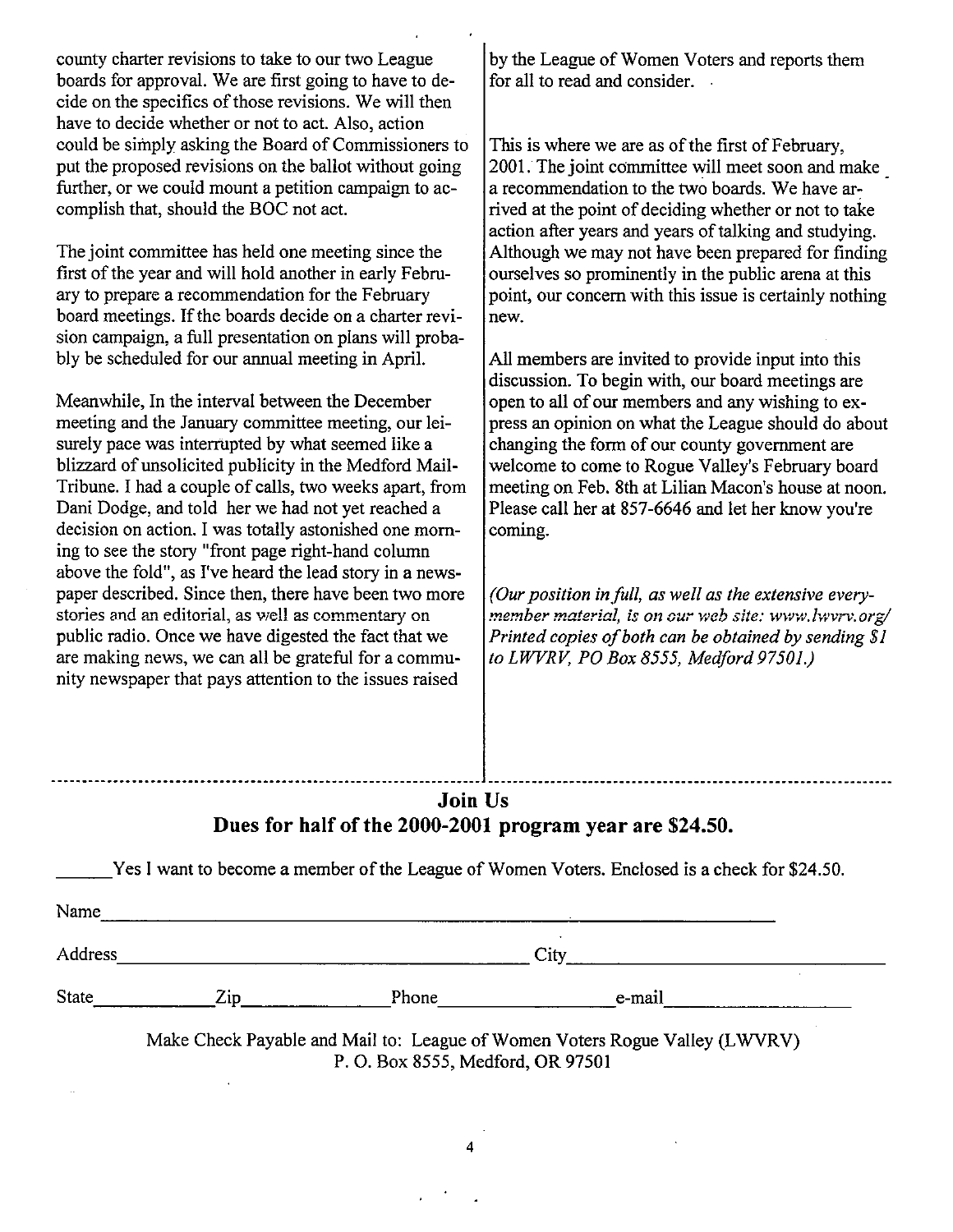county charter revisions to take to our two League boards for approval. We are first going to have to decide on the specifics of those revisions. We will then have to decide whether or not to act. Also, action could be simply asking the Board of Commissioners to put the proposed revisions on the ballot without going further, or we could mount a petition campaign to accomplish that, should the BOC not act.

The joint committee has held one meeting since the first of the year and will hold another in early February to prepare a recommendation for the February board meetings. If the boards decide on a charter revision campaign, a full presentation on plans will probably be scheduled for our annual meeting in April.

Meanwhile, In the interval between the December meeting and the January committee meeting, our leisurely pace was interrupted by what seemed like a blizzard of unsolicited publicity in the Medford Mail-Tribune. I had a couple of calls, two weeks apart, from Dani Dodge, and told her we had not yet reached a decision on action. I was totally astonished one morning to see the story "front page right-hand column above the fold", as I've heard the lead story in a newspaper described. Since then, there have been two more stories and an editorial, as well as commentary on public radio. Once we have digested the fact that we are making news, we can all be grateful for a community newspaper that pays attention to the issues raised by the League of Women Voters and reports them for all to read and consider.

This is where we are as of the first of February, 2001. The joint committee will meet soon and make a recommendation to the two boards. We have arrived at the point of deciding whether or not to take action after years and years of talking and studying. Although we may not have been prepared for finding ourselves so prominently in the public arena at this point, our concern with this issue is certainly nothing new.

All members are invited to provide input into this discussion. To begin with, our board meetings are open to all of our members and any wishing to express an opinion on what the League should do about changing the form of our county government are welcome to come to Rogue Valley's February board meeting on Feb. 8th at Lilian Macon's house at noon. Please call her at 857-6646 and let her know you're coming.

*(Our position in full, as well as the extensive every-member material, is on our web site: www.lwvrv.org/ Printed copies of both can be obtained by sending $1 to LWVRV, PO Box 8555, Medford 97501.)*

---

## Join Us
## Dues for half of the 2000-2001 program year are $24.50.

______Yes I want to become a member of the League of Women Voters. Enclosed is a check for $24.50.

Name______________________________________________

Address______________________________ City______________________

State__________ Zip__________ Phone______________ e-mail______________

Make Check Payable and Mail to: League of Women Voters Rogue Valley (LWVRV)
P. O. Box 8555, Medford, OR 97501